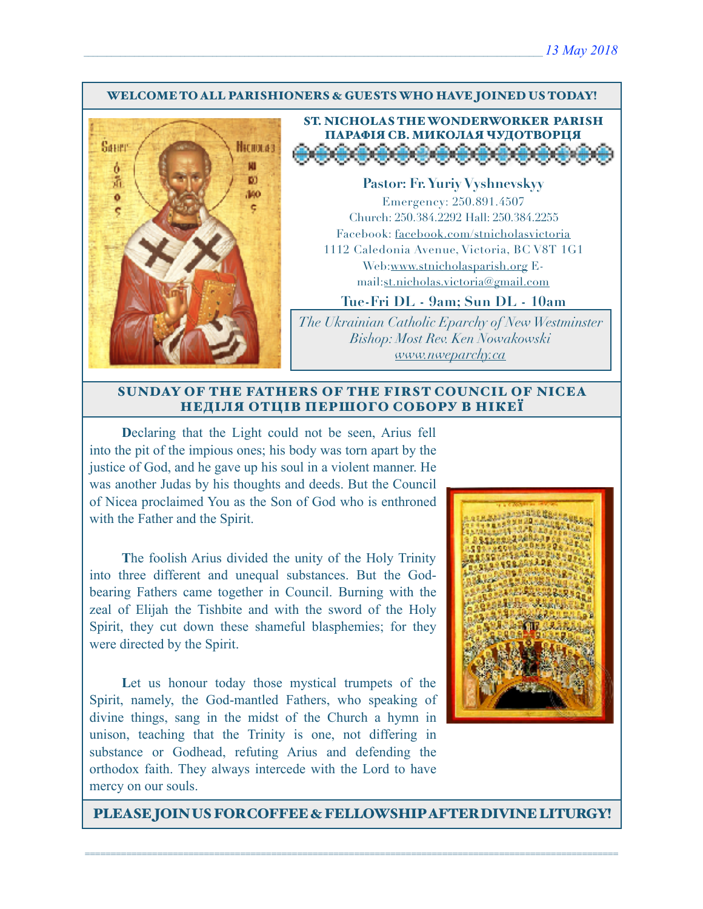*13 May 2018*

## WELCOME TO ALL PARISHIONERS & GUESTS WHO HAVE JOINED US TODAY!

**ST. NICHOLAS THE WONDERWORKER PARISH**
**ПАРАФІЯ СВ. МИКОЛАЯ ЧУДОТВОРЦЯ**

**Pastor: Fr. Yuriy Vyshnevskyy**

Emergency: 250.891.4507

Church: 250.384.2292 Hall: 250.384.2255

Facebook: facebook.com/stnicholasvictoria

1112 Caledonia Avenue, Victoria, BC V8T 1G1

Web:www.stnicholasparish.org E-mail:st.nicholas.victoria@gmail.com

**Tue-Fri DL - 9am; Sun DL - 10am**

*The Ukrainian Catholic Eparchy of New Westminster*
*Bishop: Most Rev. Ken Nowakowski*
*www.nweparchy.ca*

## SUNDAY OF THE FATHERS OF THE FIRST COUNCIL OF NICEA
## НЕДІЛЯ ОТЦІВ ПЕРШОГО СОБОРУ В НІКЕЇ

**D**eclaring that the Light could not be seen, Arius fell into the pit of the impious ones; his body was torn apart by the justice of God, and he gave up his soul in a violent manner. He was another Judas by his thoughts and deeds. But the Council of Nicea proclaimed You as the Son of God who is enthroned with the Father and the Spirit.

**T**he foolish Arius divided the unity of the Holy Trinity into three different and unequal substances. But the God-bearing Fathers came together in Council. Burning with the zeal of Elijah the Tishbite and with the sword of the Holy Spirit, they cut down these shameful blasphemies; for they were directed by the Spirit.

**L**et us honour today those mystical trumpets of the Spirit, namely, the God-mantled Fathers, who speaking of divine things, sang in the midst of the Church a hymn in unison, teaching that the Trinity is one, not differing in substance or Godhead, refuting Arius and defending the orthodox faith. They always intercede with the Lord to have mercy on our souls.

**PLEASE JOIN US FOR COFFEE & FELLOWSHIP AFTER DIVINE LITURGY!**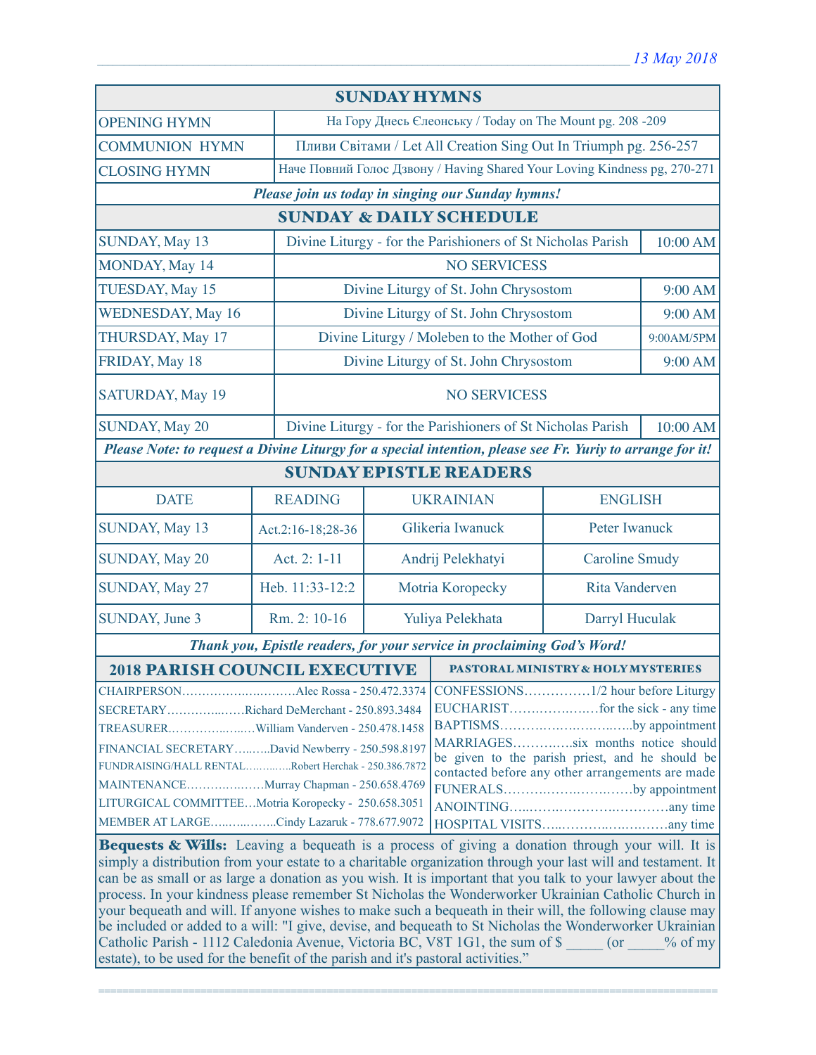*13 May 2018*

## SUNDAY HYMNS

| | |
|---|---|
| OPENING HYMN | На Гору Днесь Єлеонську / Today on The Mount pg. 208 -209 |
| COMMUNION HYMN | Пливи Світами / Let All Creation Sing Out In Triumph pg. 256-257 |
| CLOSING HYMN | Наче Повний Голос Дзвону / Having Shared Your Loving Kindness pg, 270-271 |

***Please join us today in singing our Sunday hymns!***

## SUNDAY & DAILY SCHEDULE

| | | |
|---|---|---|
| SUNDAY, May 13 | Divine Liturgy - for the Parishioners of St Nicholas Parish | 10:00 AM |
| MONDAY, May 14 | NO SERVICESS | |
| TUESDAY, May 15 | Divine Liturgy of St. John Chrysostom | 9:00 AM |
| WEDNESDAY, May 16 | Divine Liturgy of St. John Chrysostom | 9:00 AM |
| THURSDAY, May 17 | Divine Liturgy / Moleben to the Mother of God | 9:00AM/5PM |
| FRIDAY, May 18 | Divine Liturgy of St. John Chrysostom | 9:00 AM |
| SATURDAY, May 19 | NO SERVICESS | |
| SUNDAY, May 20 | Divine Liturgy - for the Parishioners of St Nicholas Parish | 10:00 AM |

***Please Note: to request a Divine Liturgy for a special intention, please see Fr. Yuriy to arrange for it!***

## SUNDAY EPISTLE READERS

| DATE | READING | UKRAINIAN | ENGLISH |
|---|---|---|---|
| SUNDAY, May 13 | Act.2:16-18;28-36 | Glikeria Iwanuck | Peter Iwanuck |
| SUNDAY, May 20 | Act. 2: 1-11 | Andrij Pelekhatyi | Caroline Smudy |
| SUNDAY, May 27 | Heb. 11:33-12:2 | Motria Koropecky | Rita Vanderven |
| SUNDAY, June 3 | Rm. 2: 10-16 | Yuliya Pelekhata | Darryl Huculak |

***Thank you, Epistle readers, for your service in proclaiming God's Word!***

## 2018 PARISH COUNCIL EXECUTIVE

- CHAIRPERSON……………………….Alec Rossa - 250.472.3374
- SECRETARY……………Richard DeMerchant - 250.893.3484
- TREASURER………………William Vanderven - 250.478.1458
- FINANCIAL SECRETARY……..David Newberry - 250.598.8197
- FUNDRAISING/HALL RENTAL…………Robert Herchak - 250.386.7872
- MAINTENANCE………………Murray Chapman - 250.658.4769
- LITURGICAL COMMITTEE…Motria Koropecky - 250.658.3051
- MEMBER AT LARGE……………Cindy Lazaruk - 778.677.9072

## PASTORAL MINISTRY & HOLY MYSTERIES

- CONFESSIONS……………1/2 hour before Liturgy
- EUCHARIST…………………for the sick - any time
- BAPTISMS……………………………by appointment
- MARRIAGES…………six months notice should be given to the parish priest, and he should be contacted before any other arrangements are made
- FUNERALS………………………by appointment
- ANOINTING………………………………any time
- HOSPITAL VISITS………………………any time

**Bequests & Wills:** Leaving a bequeath is a process of giving a donation through your will. It is simply a distribution from your estate to a charitable organization through your last will and testament. It can be as small or as large a donation as you wish. It is important that you talk to your lawyer about the process. In your kindness please remember St Nicholas the Wonderworker Ukrainian Catholic Church in your bequeath and will. If anyone wishes to make such a bequeath in their will, the following clause may be included or added to a will: "I give, devise, and bequeath to St Nicholas the Wonderworker Ukrainian Catholic Parish - 1112 Caledonia Avenue, Victoria BC, V8T 1G1, the sum of $ _____ (or _____% of my estate), to be used for the benefit of the parish and it's pastoral activities."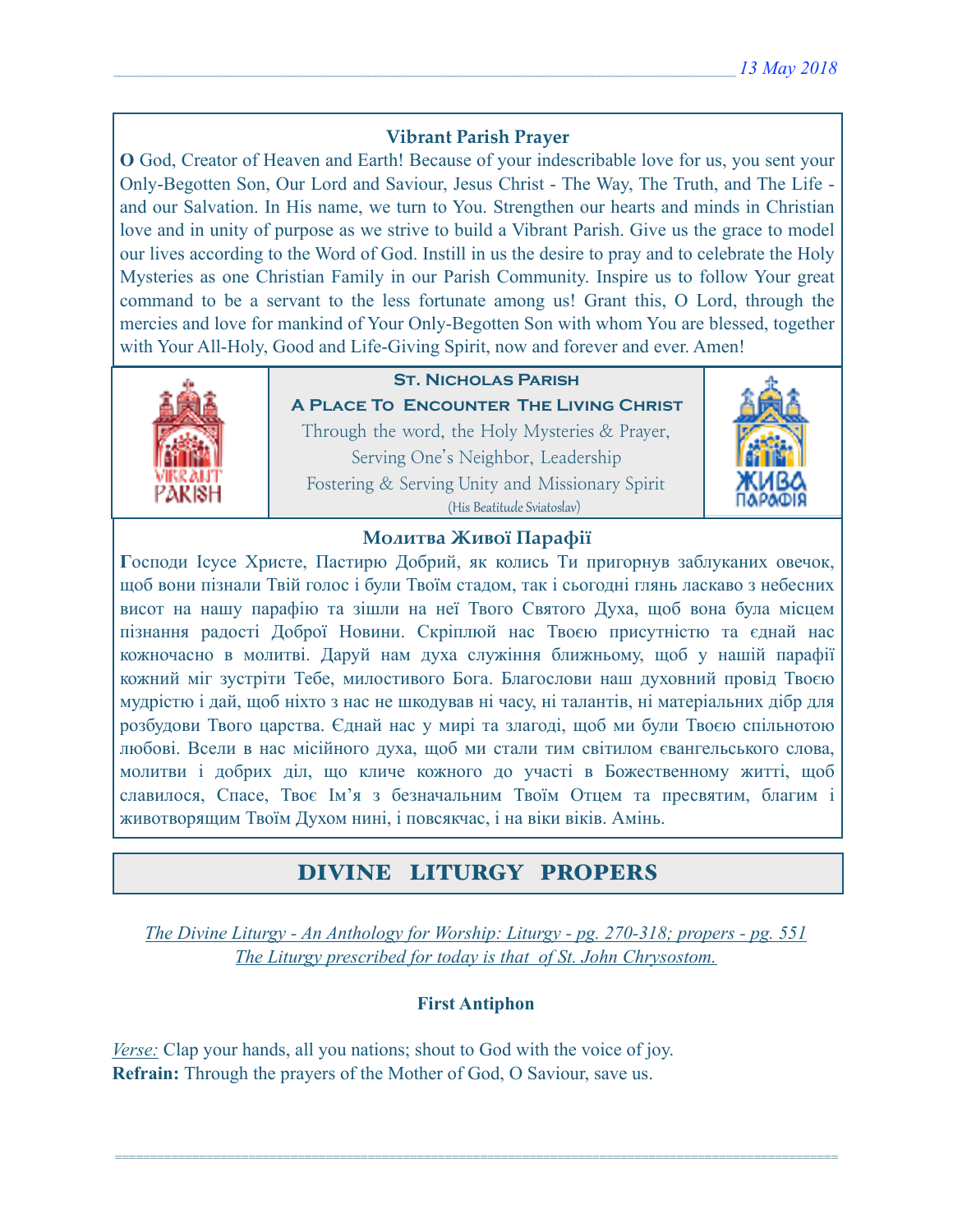### Vibrant Parish Prayer

**O** God, Creator of Heaven and Earth! Because of your indescribable love for us, you sent your Only-Begotten Son, Our Lord and Saviour, Jesus Christ - The Way, The Truth, and The Life - and our Salvation. In His name, we turn to You. Strengthen our hearts and minds in Christian love and in unity of purpose as we strive to build a Vibrant Parish. Give us the grace to model our lives according to the Word of God. Instill in us the desire to pray and to celebrate the Holy Mysteries as one Christian Family in our Parish Community. Inspire us to follow Your great command to be a servant to the less fortunate among us! Grant this, O Lord, through the mercies and love for mankind of Your Only-Begotten Son with whom You are blessed, together with Your All-Holy, Good and Life-Giving Spirit, now and forever and ever. Amen!

**St. Nicholas Parish**

**A Place To Encounter The Living Christ**

Through the word, the Holy Mysteries & Prayer,
Serving One's Neighbor, Leadership
Fostering & Serving Unity and Missionary Spirit
(His Beatitude Sviatoslav)

### Молитва Живої Парафії

**Г**осподи Ісусе Христе, Пастирю Добрий, як колись Ти пригорнув заблуканих овечок, щоб вони пізнали Твій голос і були Твоїм стадом, так і сьогодні глянь ласкаво з небесних висот на нашу парафію та зішли на неї Твого Святого Духа, щоб вона була місцем пізнання радості Доброї Новини. Скріплюй нас Твоєю присутністю та єднай нас кожночасно в молитві. Даруй нам духа служіння ближньому, щоб у нашій парафії кожний міг зустріти Тебе, милостивого Бога. Благослови наш духовний провід Твоєю мудрістю і дай, щоб ніхто з нас не шкодував ні часу, ні талантів, ні матеріальних дібр для розбудови Твого царства. Єднай нас у мирі та злагоді, щоб ми були Твоєю спільнотою любові. Всели в нас місійного духа, щоб ми стали тим світилом євангельського слова, молитви і добрих діл, що кличе кожного до участі в Божественному житті, щоб славилося, Спасе, Твоє Ім'я з безначальним Твоїм Отцем та пресвятим, благим і животворящим Твоїм Духом нині, і повсякчас, і на віки віків. Амінь.

## DIVINE LITURGY PROPERS

*The Divine Liturgy - An Anthology for Worship: Liturgy - pg. 270-318; propers - pg. 551*
*The Liturgy prescribed for today is that of St. John Chrysostom.*

**First Antiphon**

*Verse:* Clap your hands, all you nations; shout to God with the voice of joy.
**Refrain:** Through the prayers of the Mother of God, O Saviour, save us.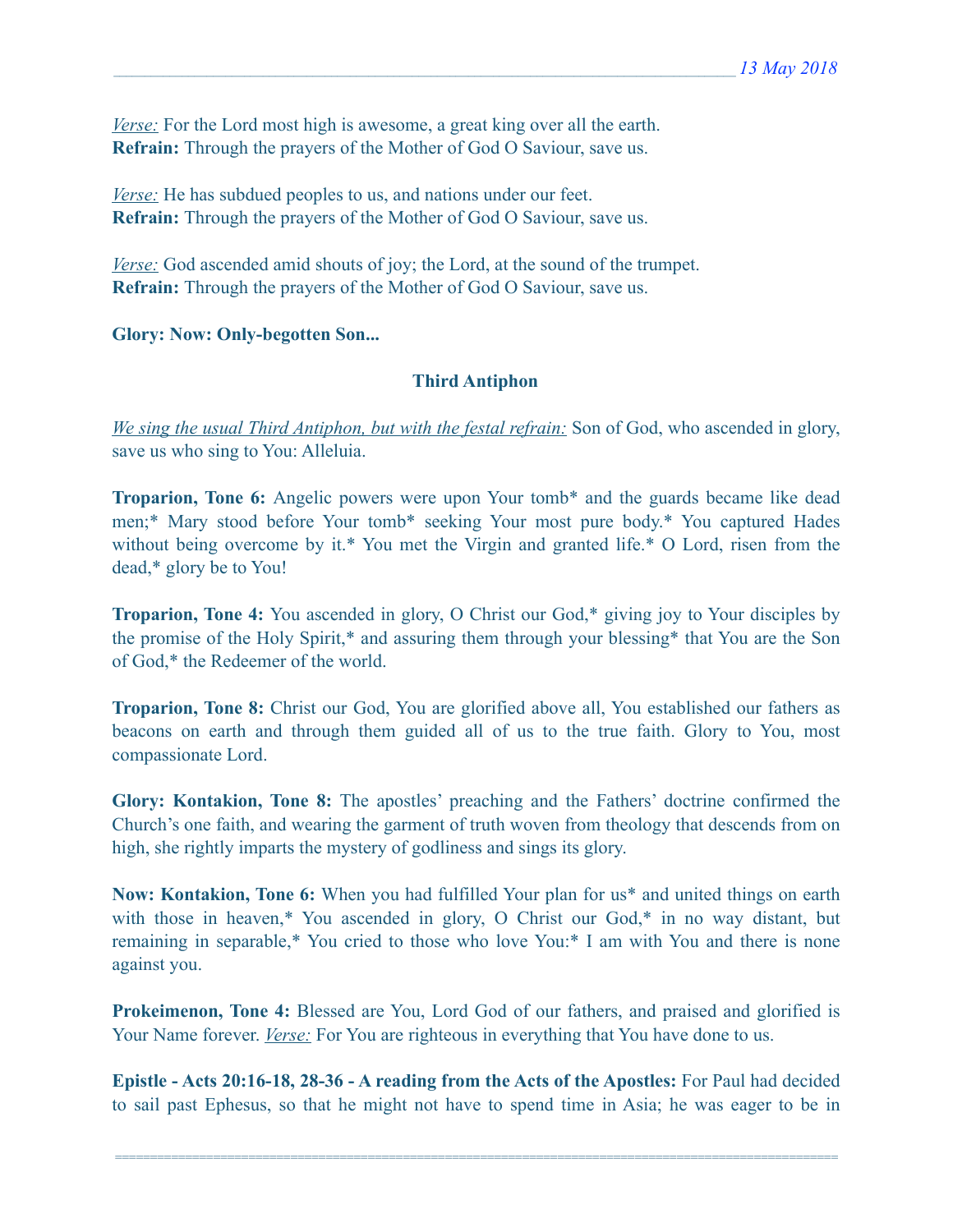*Verse:* For the Lord most high is awesome, a great king over all the earth.
**Refrain:** Through the prayers of the Mother of God O Saviour, save us.

*Verse:* He has subdued peoples to us, and nations under our feet.
**Refrain:** Through the prayers of the Mother of God O Saviour, save us.

*Verse:* God ascended amid shouts of joy; the Lord, at the sound of the trumpet.
**Refrain:** Through the prayers of the Mother of God O Saviour, save us.

**Glory: Now: Only-begotten Son...**

### Third Antiphon

*We sing the usual Third Antiphon, but with the festal refrain:* Son of God, who ascended in glory, save us who sing to You: Alleluia.

**Troparion, Tone 6:** Angelic powers were upon Your tomb* and the guards became like dead men;* Mary stood before Your tomb* seeking Your most pure body.* You captured Hades without being overcome by it.* You met the Virgin and granted life.* O Lord, risen from the dead,* glory be to You!

**Troparion, Tone 4:** You ascended in glory, O Christ our God,* giving joy to Your disciples by the promise of the Holy Spirit,* and assuring them through your blessing* that You are the Son of God,* the Redeemer of the world.

**Troparion, Tone 8:** Christ our God, You are glorified above all, You established our fathers as beacons on earth and through them guided all of us to the true faith. Glory to You, most compassionate Lord.

**Glory: Kontakion, Tone 8:** The apostles' preaching and the Fathers' doctrine confirmed the Church's one faith, and wearing the garment of truth woven from theology that descends from on high, she rightly imparts the mystery of godliness and sings its glory.

**Now: Kontakion, Tone 6:** When you had fulfilled Your plan for us* and united things on earth with those in heaven,* You ascended in glory, O Christ our God,* in no way distant, but remaining in separable,* You cried to those who love You:* I am with You and there is none against you.

**Prokeimenon, Tone 4:** Blessed are You, Lord God of our fathers, and praised and glorified is Your Name forever. *Verse:* For You are righteous in everything that You have done to us.

**Epistle - Acts 20:16-18, 28-36 - A reading from the Acts of the Apostles:** For Paul had decided to sail past Ephesus, so that he might not have to spend time in Asia; he was eager to be in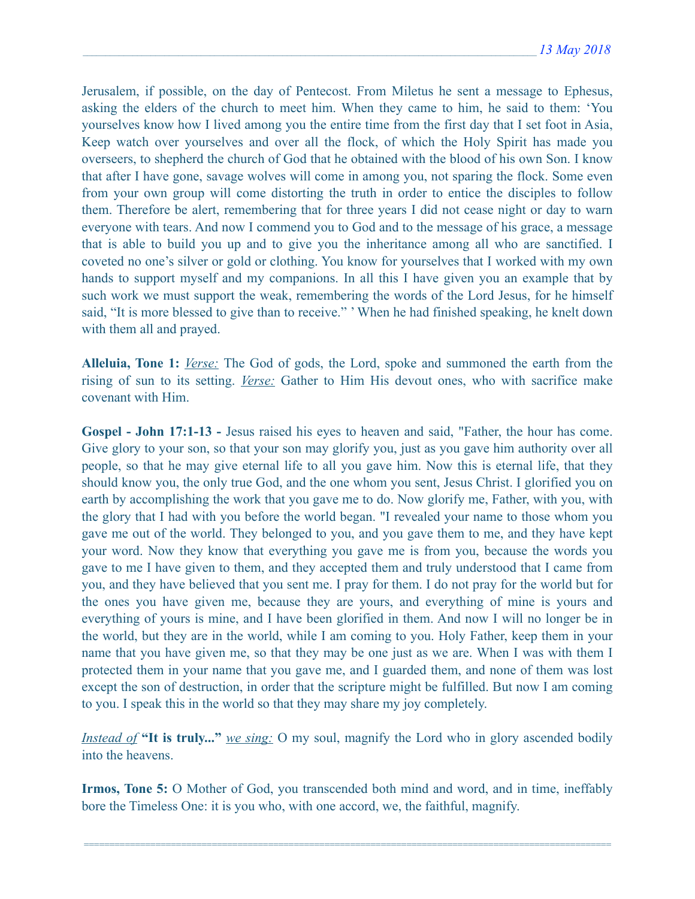Jerusalem, if possible, on the day of Pentecost. From Miletus he sent a message to Ephesus, asking the elders of the church to meet him. When they came to him, he said to them: 'You yourselves know how I lived among you the entire time from the first day that I set foot in Asia, Keep watch over yourselves and over all the flock, of which the Holy Spirit has made you overseers, to shepherd the church of God that he obtained with the blood of his own Son. I know that after I have gone, savage wolves will come in among you, not sparing the flock. Some even from your own group will come distorting the truth in order to entice the disciples to follow them. Therefore be alert, remembering that for three years I did not cease night or day to warn everyone with tears. And now I commend you to God and to the message of his grace, a message that is able to build you up and to give you the inheritance among all who are sanctified. I coveted no one's silver or gold or clothing. You know for yourselves that I worked with my own hands to support myself and my companions. In all this I have given you an example that by such work we must support the weak, remembering the words of the Lord Jesus, for he himself said, "It is more blessed to give than to receive." ' When he had finished speaking, he knelt down with them all and prayed.

**Alleluia, Tone 1:** _Verse:_ The God of gods, the Lord, spoke and summoned the earth from the rising of sun to its setting. _Verse:_ Gather to Him His devout ones, who with sacrifice make covenant with Him.

**Gospel - John 17:1-13 -** Jesus raised his eyes to heaven and said, "Father, the hour has come. Give glory to your son, so that your son may glorify you, just as you gave him authority over all people, so that he may give eternal life to all you gave him. Now this is eternal life, that they should know you, the only true God, and the one whom you sent, Jesus Christ. I glorified you on earth by accomplishing the work that you gave me to do. Now glorify me, Father, with you, with the glory that I had with you before the world began. "I revealed your name to those whom you gave me out of the world. They belonged to you, and you gave them to me, and they have kept your word. Now they know that everything you gave me is from you, because the words you gave to me I have given to them, and they accepted them and truly understood that I came from you, and they have believed that you sent me. I pray for them. I do not pray for the world but for the ones you have given me, because they are yours, and everything of mine is yours and everything of yours is mine, and I have been glorified in them. And now I will no longer be in the world, but they are in the world, while I am coming to you. Holy Father, keep them in your name that you have given me, so that they may be one just as we are. When I was with them I protected them in your name that you gave me, and I guarded them, and none of them was lost except the son of destruction, in order that the scripture might be fulfilled. But now I am coming to you. I speak this in the world so that they may share my joy completely.

_Instead of_ **"It is truly..."** _we sing:_ O my soul, magnify the Lord who in glory ascended bodily into the heavens.

**Irmos, Tone 5:** O Mother of God, you transcended both mind and word, and in time, ineffably bore the Timeless One: it is you who, with one accord, we, the faithful, magnify.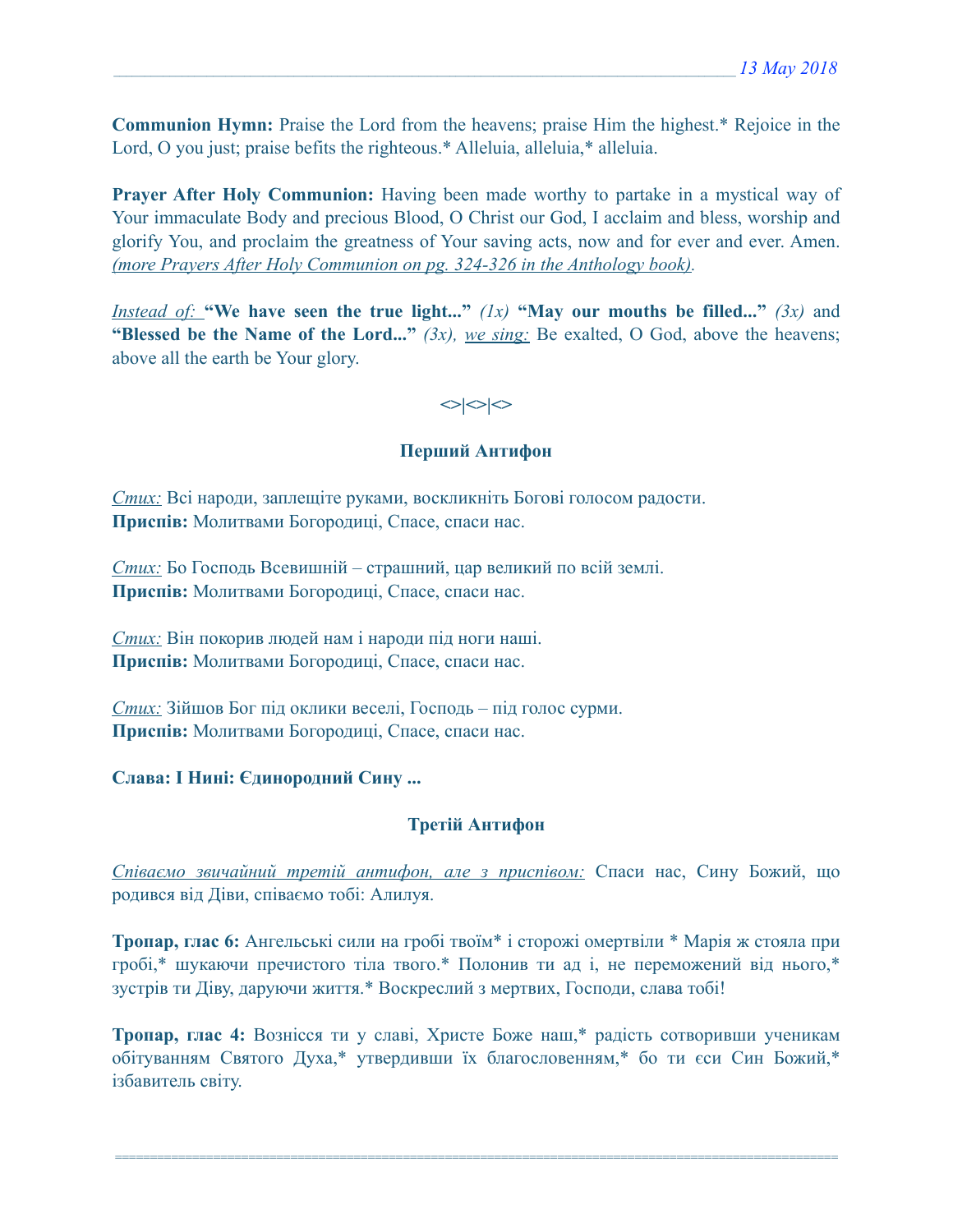**Communion Hymn:** Praise the Lord from the heavens; praise Him the highest.* Rejoice in the Lord, O you just; praise befits the righteous.* Alleluia, alleluia,* alleluia.

**Prayer After Holy Communion:** Having been made worthy to partake in a mystical way of Your immaculate Body and precious Blood, O Christ our God, I acclaim and bless, worship and glorify You, and proclaim the greatness of Your saving acts, now and for ever and ever. Amen. *(more Prayers After Holy Communion on pg. 324-326 in the Anthology book).*

*Instead of:* **"We have seen the true light..."** *(1x)* **"May our mouths be filled..."** *(3x)* and **"Blessed be the Name of the Lord..."** *(3x), we sing:* Be exalted, O God, above the heavens; above all the earth be Your glory.

<>|<>|<>

### Перший Антифон

*Стих:* Всі народи, заплещіте руками, воскликніть Богові голосом радости.
**Приспів:** Молитвами Богородиці, Спасе, спаси нас.

*Стих:* Бо Господь Всевишній – страшний, цар великий по всій землі.
**Приспів:** Молитвами Богородиці, Спасе, спаси нас.

*Стих:* Він покорив людей нам і народи під ноги наші.
**Приспів:** Молитвами Богородиці, Спасе, спаси нас.

*Стих:* Зійшов Бог під оклики веселі, Господь – під голос сурми.
**Приспів:** Молитвами Богородиці, Спасе, спаси нас.

**Слава: І Нині: Єдинородний Сину ...**

### Третій Антифон

*Співаємо звичайний третій антифон, але з приспівом:* Спаси нас, Сину Божий, що родився від Діви, співаємо тобі: Алилуя.

**Тропар, глас 6:** Ангельські сили на гробі твоїм* і сторожі омертвіли * Марія ж стояла при гробі,* шукаючи пречистого тіла твого.* Полонив ти ад і, не переможений від нього,* зустрів ти Діву, даруючи життя.* Воскреслий з мертвих, Господи, слава тобі!

**Тропар, глас 4:** Вознісся ти у славі, Христе Боже наш,* радість сотворивши ученикам обітуванням Святого Духа,* утвердивши їх благословенням,* бо ти єси Син Божий,* ізбавитель світу.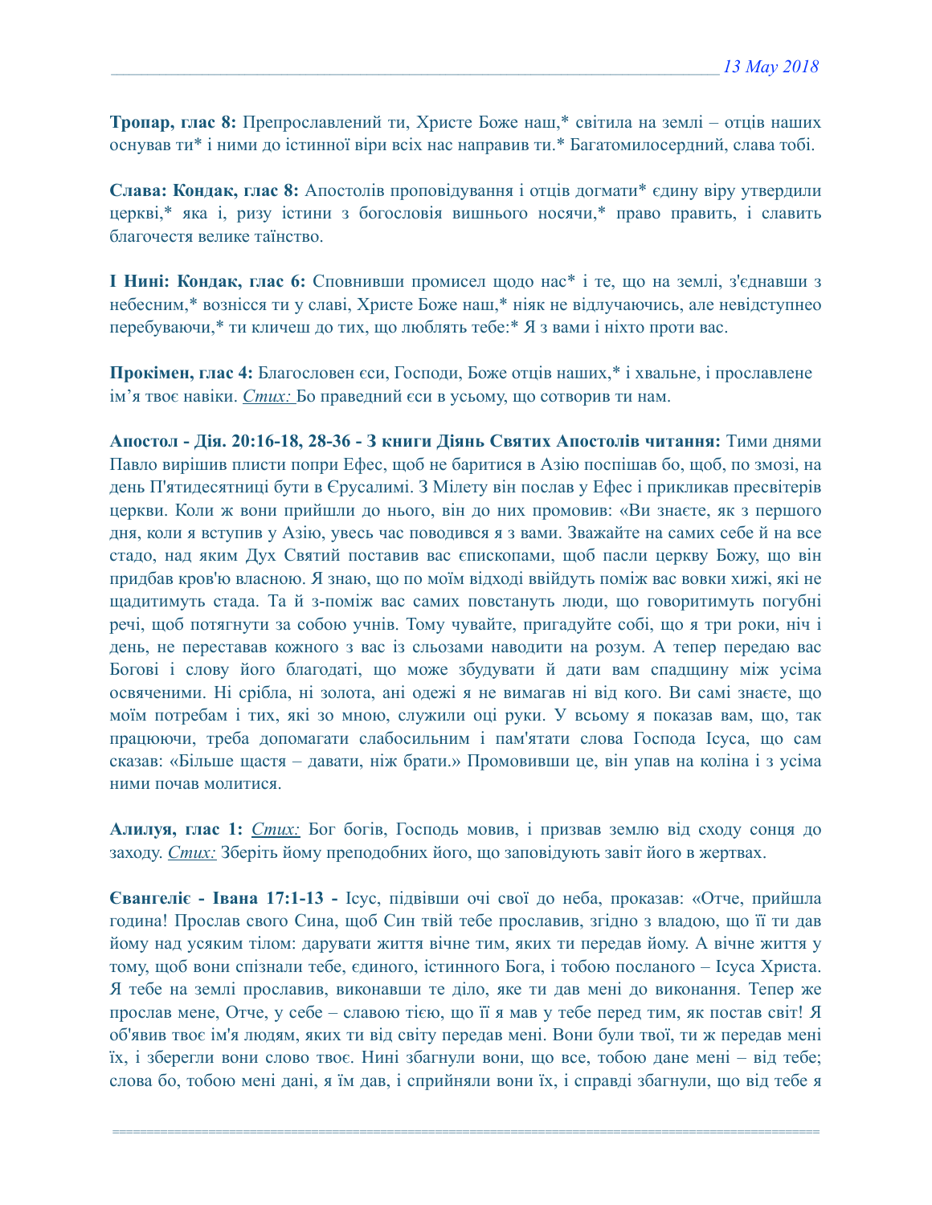**Тропар, глас 8:** Препрославлений ти, Христе Боже наш,* світила на землі – отців наших оснував ти* і ними до істинної віри всіх нас направив ти.* Багатомилосердний, слава тобі.

**Слава: Кондак, глас 8:** Апостолів проповідування і отців догмати* єдину віру утвердили церкві,* яка і, ризу істини з богословія вишнього носячи,* право править, і славить благочестя велике таїнство.

**І Нині: Кондак, глас 6:** Сповнивши промисел щодо нас* і те, що на землі, з'єднавши з небесним,* вознісся ти у славі, Христе Боже наш,* ніяк не відлучаючись, але невідступнео перебуваючи,* ти кличеш до тих, що люблять тебе:* Я з вами і ніхто проти вас.

**Прокімен, глас 4:** Благословен єси, Господи, Боже отців наших,* і хвальне, і прославлене ім'я твоє навіки. _Стих:_ Бо праведний єси в усьому, що сотворив ти нам.

**Апостол - Дія. 20:16-18, 28-36 - З книги Діянь Святих Апостолів читання:** Тими днями Павло вирішив плисти попри Ефес, щоб не баритися в Азію поспішав бо, щоб, по змозі, на день П'ятидесятниці бути в Єрусалимі. З Мілету він послав у Ефес і прикликав пресвітерів церкви. Коли ж вони прийшли до нього, він до них промовив: «Ви знаєте, як з першого дня, коли я вступив у Азію, увесь час поводився я з вами. Зважайте на самих себе й на все стадо, над яким Дух Святий поставив вас єпископами, щоб пасли церкву Божу, що він придбав кров'ю власною. Я знаю, що по моїм відході ввійдуть поміж вас вовки хижі, які не щадитимуть стада. Та й з-поміж вас самих повстануть люди, що говоритимуть погубні речі, щоб потягнути за собою учнів. Тому чувайте, пригадуйте собі, що я три роки, ніч і день, не переставав кожного з вас із сльозами наводити на розум. А тепер передаю вас Богові і слову його благодаті, що може збудувати й дати вам спадщину між усіма освяченими. Ні срібла, ні золота, ані одежі я не вимагав ні від кого. Ви самі знаєте, що моїм потребам і тих, які зо мною, служили оці руки. У всьому я показав вам, що, так працюючи, треба допомагати слабосильним і пам'ятати слова Господа Ісуса, що сам сказав: «Більше щастя – давати, ніж брати.» Промовивши це, він упав на коліна і з усіма ними почав молитися.

**Алилуя, глас 1:** _Стих:_ Бог богів, Господь мовив, і призвав землю від сходу сонця до заходу. _Стих:_ Зберіть йому преподобних його, що заповідують завіт його в жертвах.

**Євангеліє - Івана 17:1-13 -** Ісус, підвівши очі свої до неба, проказав: «Отче, прийшла година! Прослав свого Сина, щоб Син твій тебе прославив, згідно з владою, що її ти дав йому над усяким тілом: дарувати життя вічне тим, яких ти передав йому. А вічне життя у тому, щоб вони спізнали тебе, єдиного, істинного Бога, і тобою посланого – Ісуса Христа. Я тебе на землі прославив, виконавши те діло, яке ти дав мені до виконання. Тепер же прослав мене, Отче, у себе – славою тією, що її я мав у тебе перед тим, як постав світ! Я об'явив твоє ім'я людям, яких ти від світу передав мені. Вони були твої, ти ж передав мені їх, і зберегли вони слово твоє. Нині збагнули вони, що все, тобою дане мені – від тебе; слова бо, тобою мені дані, я їм дав, і сприйняли вони їх, і справді збагнули, що від тебе я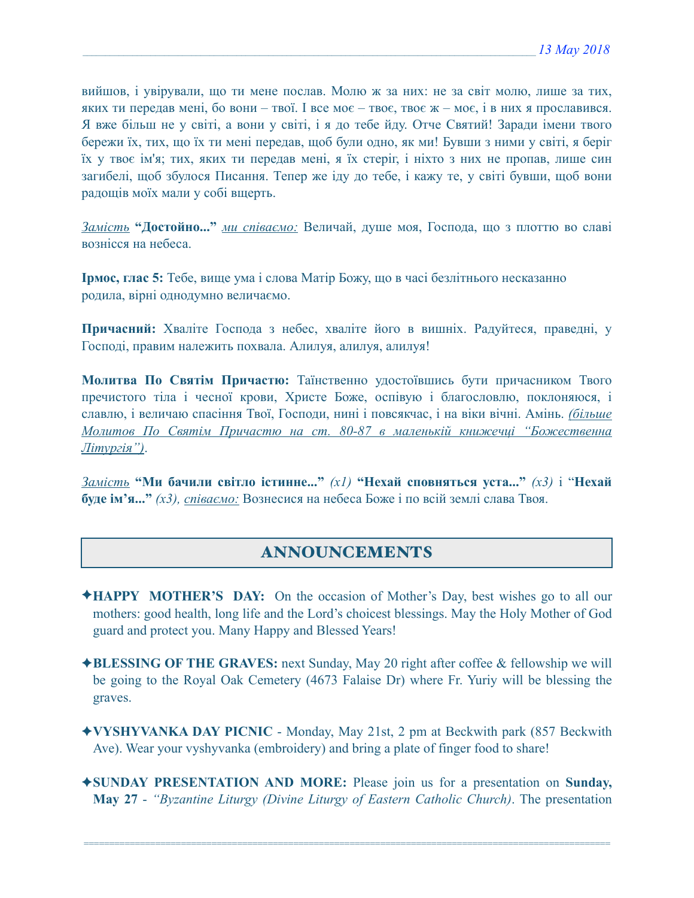вийшов, і увірували, що ти мене послав. Молю ж за них: не за світ молю, лише за тих, яких ти передав мені, бо вони – твої. І все моє – твоє, твоє ж – моє, і в них я прославився. Я вже більш не у світі, а вони у світі, і я до тебе йду. Отче Святий! Заради імени твого бережи їх, тих, що їх ти мені передав, щоб були одно, як ми! Бувши з ними у світі, я беріг їх у твоє ім'я; тих, яких ти передав мені, я їх стеріг, і ніхто з них не пропав, лише син загибелі, щоб збулося Писання. Тепер же іду до тебе, і кажу те, у світі бувши, щоб вони радощів моїх мали у собі вщерть.

*Замість* **"Достойно..."** *ми співаємо:* Величай, душе моя, Господа, що з плоттю во славі вознісся на небеса.

**Ірмос, глас 5:** Тебе, вище ума і слова Матір Божу, що в часі безлітнього несказанно родила, вірні однодумно величаємо.

**Причасний:** Хваліте Господа з небес, хваліте його в вишніх. Радуйтеся, праведні, у Господі, правим належить похвала. Алилуя, алилуя, алилуя!

**Молитва По Святім Причастю:** Таїнственно удостоївшись бути причасником Твого пречистого тіла і чесної крови, Христе Боже, оспівую і благословлю, поклоняюся, і славлю, і величаю спасіння Твої, Господи, нині і повсякчас, і на віки вічні. Амінь. *(більше Молитов По Святім Причастю на ст. 80-87 в маленькій книжечці "Божественна Літургія")*.

*Замість* **"Ми бачили світло істинне..."** *(x1)* **"Нехай сповняться уста..."** *(x3)* і "**Нехай буде ім'я...**" *(x3), співаємо:* Вознесися на небеса Боже і по всій землі слава Твоя.

## ANNOUNCEMENTS

✦**HAPPY MOTHER'S DAY:** On the occasion of Mother's Day, best wishes go to all our mothers: good health, long life and the Lord's choicest blessings. May the Holy Mother of God guard and protect you. Many Happy and Blessed Years!

✦**BLESSING OF THE GRAVES:** next Sunday, May 20 right after coffee & fellowship we will be going to the Royal Oak Cemetery (4673 Falaise Dr) where Fr. Yuriy will be blessing the graves.

✦**VYSHYVANKA DAY PICNIC** - Monday, May 21st, 2 pm at Beckwith park (857 Beckwith Ave). Wear your vyshyvanka (embroidery) and bring a plate of finger food to share!

✦**SUNDAY PRESENTATION AND MORE:** Please join us for a presentation on **Sunday, May 27** - *"Byzantine Liturgy (Divine Liturgy of Eastern Catholic Church)*. The presentation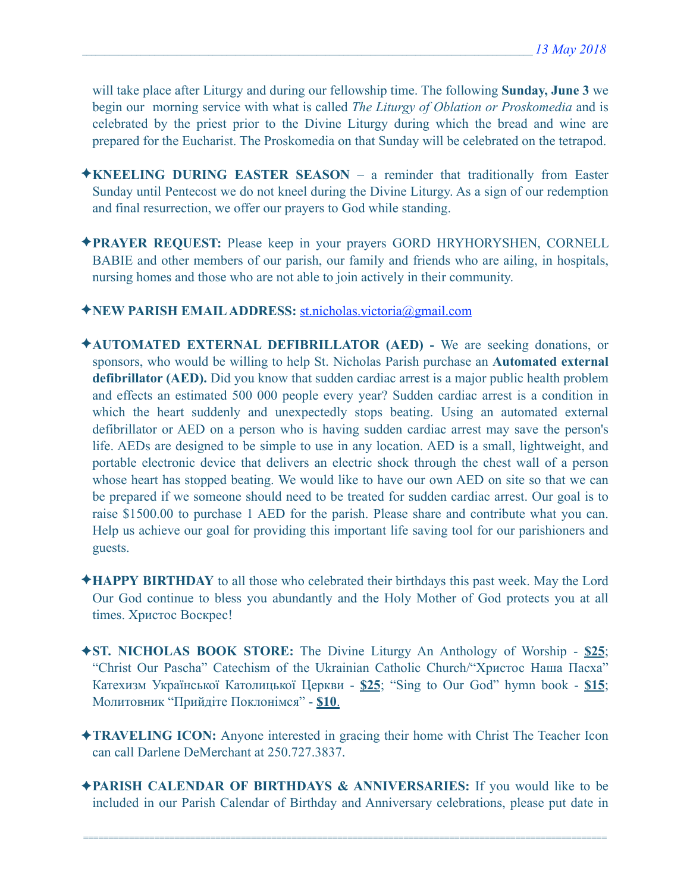will take place after Liturgy and during our fellowship time. The following **Sunday, June 3** we begin our morning service with what is called *The Liturgy of Oblation or Proskomedia* and is celebrated by the priest prior to the Divine Liturgy during which the bread and wine are prepared for the Eucharist. The Proskomedia on that Sunday will be celebrated on the tetrapod.

✦**KNEELING DURING EASTER SEASON** – a reminder that traditionally from Easter Sunday until Pentecost we do not kneel during the Divine Liturgy. As a sign of our redemption and final resurrection, we offer our prayers to God while standing.

✦**PRAYER REQUEST:** Please keep in your prayers GORD HRYHORYSHEN, CORNELL BABIE and other members of our parish, our family and friends who are ailing, in hospitals, nursing homes and those who are not able to join actively in their community.

✦**NEW PARISH EMAIL ADDRESS:** st.nicholas.victoria@gmail.com

✦**AUTOMATED EXTERNAL DEFIBRILLATOR (AED) -** We are seeking donations, or sponsors, who would be willing to help St. Nicholas Parish purchase an **Automated external defibrillator (AED).** Did you know that sudden cardiac arrest is a major public health problem and effects an estimated 500 000 people every year? Sudden cardiac arrest is a condition in which the heart suddenly and unexpectedly stops beating. Using an automated external defibrillator or AED on a person who is having sudden cardiac arrest may save the person's life. AEDs are designed to be simple to use in any location. AED is a small, lightweight, and portable electronic device that delivers an electric shock through the chest wall of a person whose heart has stopped beating. We would like to have our own AED on site so that we can be prepared if we someone should need to be treated for sudden cardiac arrest. Our goal is to raise $1500.00 to purchase 1 AED for the parish. Please share and contribute what you can. Help us achieve our goal for providing this important life saving tool for our parishioners and guests.

✦**HAPPY BIRTHDAY** to all those who celebrated their birthdays this past week. May the Lord Our God continue to bless you abundantly and the Holy Mother of God protects you at all times. Христос Воскрес!

✦**ST. NICHOLAS BOOK STORE:** The Divine Liturgy An Anthology of Worship - **$25**; "Christ Our Pascha" Catechism of the Ukrainian Catholic Church/"Христос Наша Пасха" Катехизм Української Католицької Церкви - **$25**; "Sing to Our God" hymn book - **$15**; Молитовник "Прийдіте Поклонімся" - **$10**.

✦**TRAVELING ICON:** Anyone interested in gracing their home with Christ The Teacher Icon can call Darlene DeMerchant at 250.727.3837.

✦**PARISH CALENDAR OF BIRTHDAYS & ANNIVERSARIES:** If you would like to be included in our Parish Calendar of Birthday and Anniversary celebrations, please put date in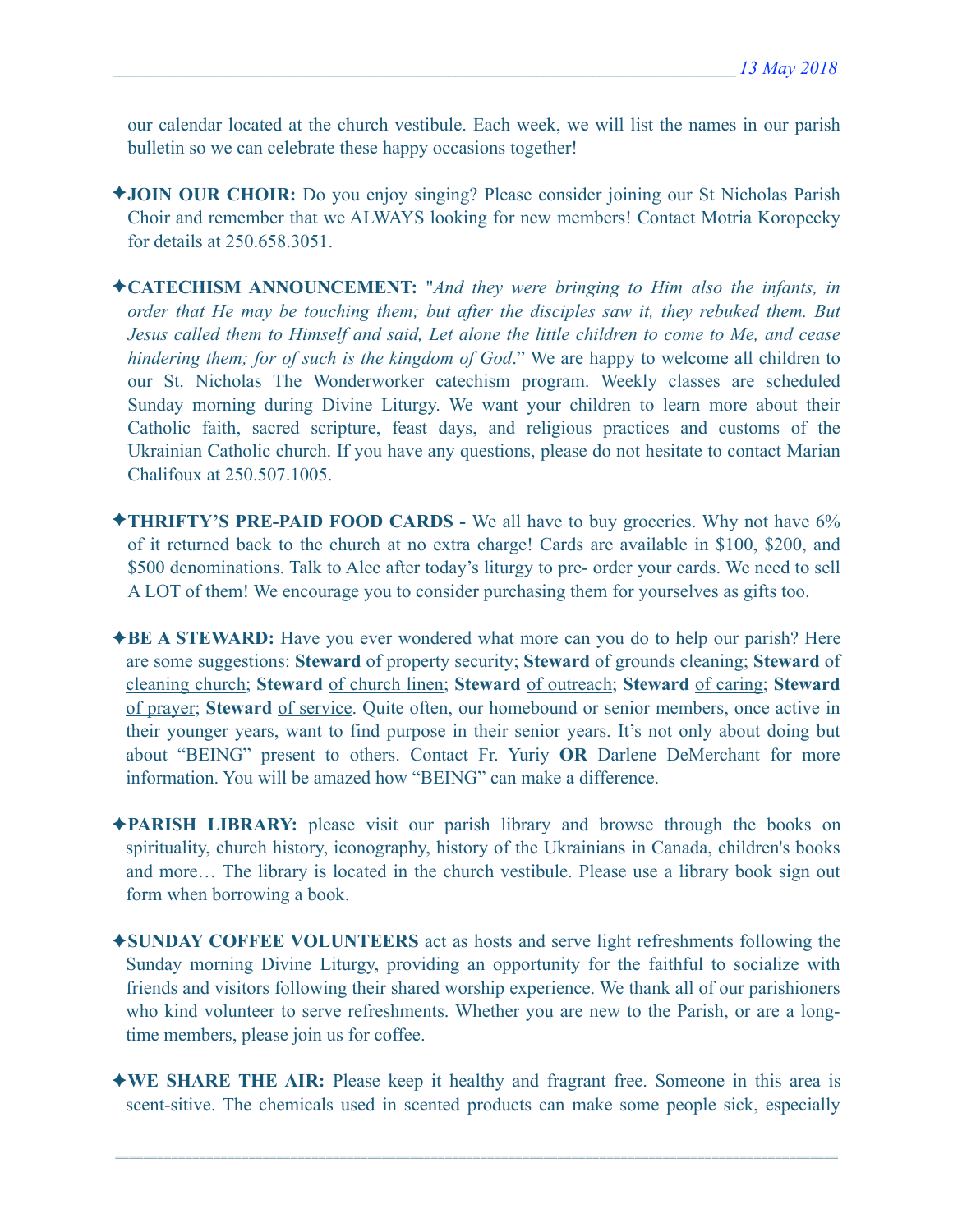our calendar located at the church vestibule. Each week, we will list the names in our parish bulletin so we can celebrate these happy occasions together!

✦**JOIN OUR CHOIR:** Do you enjoy singing? Please consider joining our St Nicholas Parish Choir and remember that we ALWAYS looking for new members! Contact Motria Koropecky for details at 250.658.3051.

✦**CATECHISM ANNOUNCEMENT:** "*And they were bringing to Him also the infants, in order that He may be touching them; but after the disciples saw it, they rebuked them. But Jesus called them to Himself and said, Let alone the little children to come to Me, and cease hindering them; for of such is the kingdom of God*." We are happy to welcome all children to our St. Nicholas The Wonderworker catechism program. Weekly classes are scheduled Sunday morning during Divine Liturgy. We want your children to learn more about their Catholic faith, sacred scripture, feast days, and religious practices and customs of the Ukrainian Catholic church. If you have any questions, please do not hesitate to contact Marian Chalifoux at 250.507.1005.

✦**THRIFTY'S PRE-PAID FOOD CARDS -** We all have to buy groceries. Why not have 6% of it returned back to the church at no extra charge! Cards are available in $100, $200, and $500 denominations. Talk to Alec after today's liturgy to pre- order your cards. We need to sell A LOT of them! We encourage you to consider purchasing them for yourselves as gifts too.

✦**BE A STEWARD:** Have you ever wondered what more can you do to help our parish? Here are some suggestions: **Steward** of property security; **Steward** of grounds cleaning; **Steward** of cleaning church; **Steward** of church linen; **Steward** of outreach; **Steward** of caring; **Steward** of prayer; **Steward** of service. Quite often, our homebound or senior members, once active in their younger years, want to find purpose in their senior years. It's not only about doing but about "BEING" present to others. Contact Fr. Yuriy **OR** Darlene DeMerchant for more information. You will be amazed how "BEING" can make a difference.

✦**PARISH LIBRARY:** please visit our parish library and browse through the books on spirituality, church history, iconography, history of the Ukrainians in Canada, children's books and more… The library is located in the church vestibule. Please use a library book sign out form when borrowing a book.

✦**SUNDAY COFFEE VOLUNTEERS** act as hosts and serve light refreshments following the Sunday morning Divine Liturgy, providing an opportunity for the faithful to socialize with friends and visitors following their shared worship experience. We thank all of our parishioners who kind volunteer to serve refreshments. Whether you are new to the Parish, or are a long-time members, please join us for coffee.

✦**WE SHARE THE AIR:** Please keep it healthy and fragrant free. Someone in this area is scent-sitive. The chemicals used in scented products can make some people sick, especially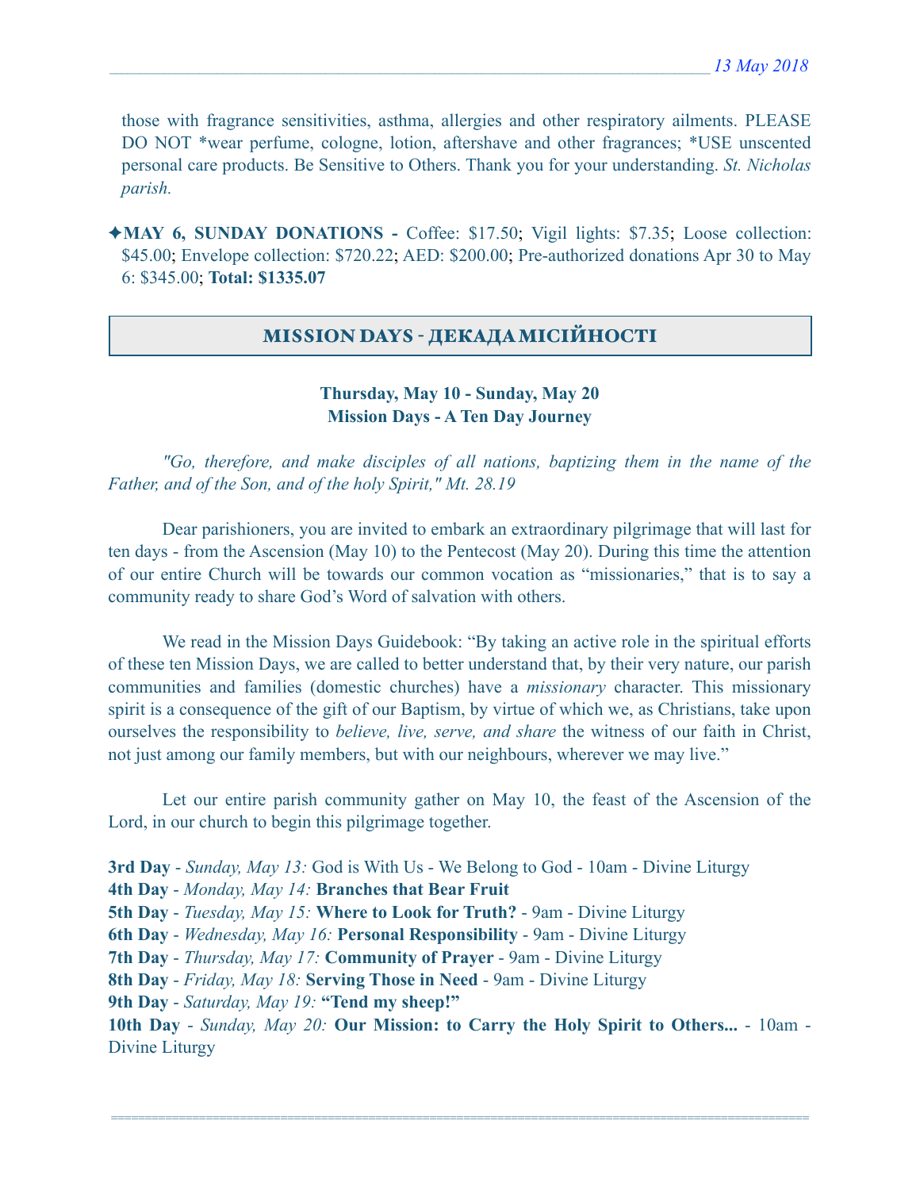those with fragrance sensitivities, asthma, allergies and other respiratory ailments. PLEASE DO NOT *wear perfume, cologne, lotion, aftershave and other fragrances; *USE unscented personal care products. Be Sensitive to Others. Thank you for your understanding. *St. Nicholas parish.*

✦**MAY 6, SUNDAY DONATIONS -** Coffee: $17.50; Vigil lights: $7.35; Loose collection: $45.00; Envelope collection: $720.22; AED: $200.00; Pre-authorized donations Apr 30 to May 6: $345.00; **Total: $1335.07**

## MISSION DAYS - ДЕКАДА МІСІЙНОСТІ

**Thursday, May 10 - Sunday, May 20**
**Mission Days - A Ten Day Journey**

*"Go, therefore, and make disciples of all nations, baptizing them in the name of the Father, and of the Son, and of the holy Spirit," Mt. 28.19*

Dear parishioners, you are invited to embark an extraordinary pilgrimage that will last for ten days - from the Ascension (May 10) to the Pentecost (May 20). During this time the attention of our entire Church will be towards our common vocation as "missionaries," that is to say a community ready to share God's Word of salvation with others.

We read in the Mission Days Guidebook: "By taking an active role in the spiritual efforts of these ten Mission Days, we are called to better understand that, by their very nature, our parish communities and families (domestic churches) have a *missionary* character. This missionary spirit is a consequence of the gift of our Baptism, by virtue of which we, as Christians, take upon ourselves the responsibility to *believe, live, serve, and share* the witness of our faith in Christ, not just among our family members, but with our neighbours, wherever we may live."

Let our entire parish community gather on May 10, the feast of the Ascension of the Lord, in our church to begin this pilgrimage together.

**3rd Day** - *Sunday, May 13:* God is With Us - We Belong to God - 10am - Divine Liturgy
**4th Day** - *Monday, May 14:* **Branches that Bear Fruit**
**5th Day** - *Tuesday, May 15:* **Where to Look for Truth?** - 9am - Divine Liturgy
**6th Day** - *Wednesday, May 16:* **Personal Responsibility** - 9am - Divine Liturgy
**7th Day** - *Thursday, May 17:* **Community of Prayer** - 9am - Divine Liturgy
**8th Day** - *Friday, May 18:* **Serving Those in Need** - 9am - Divine Liturgy
**9th Day** - *Saturday, May 19:* **"Tend my sheep!"**
**10th Day** - *Sunday, May 20:* **Our Mission: to Carry the Holy Spirit to Others...** - 10am - Divine Liturgy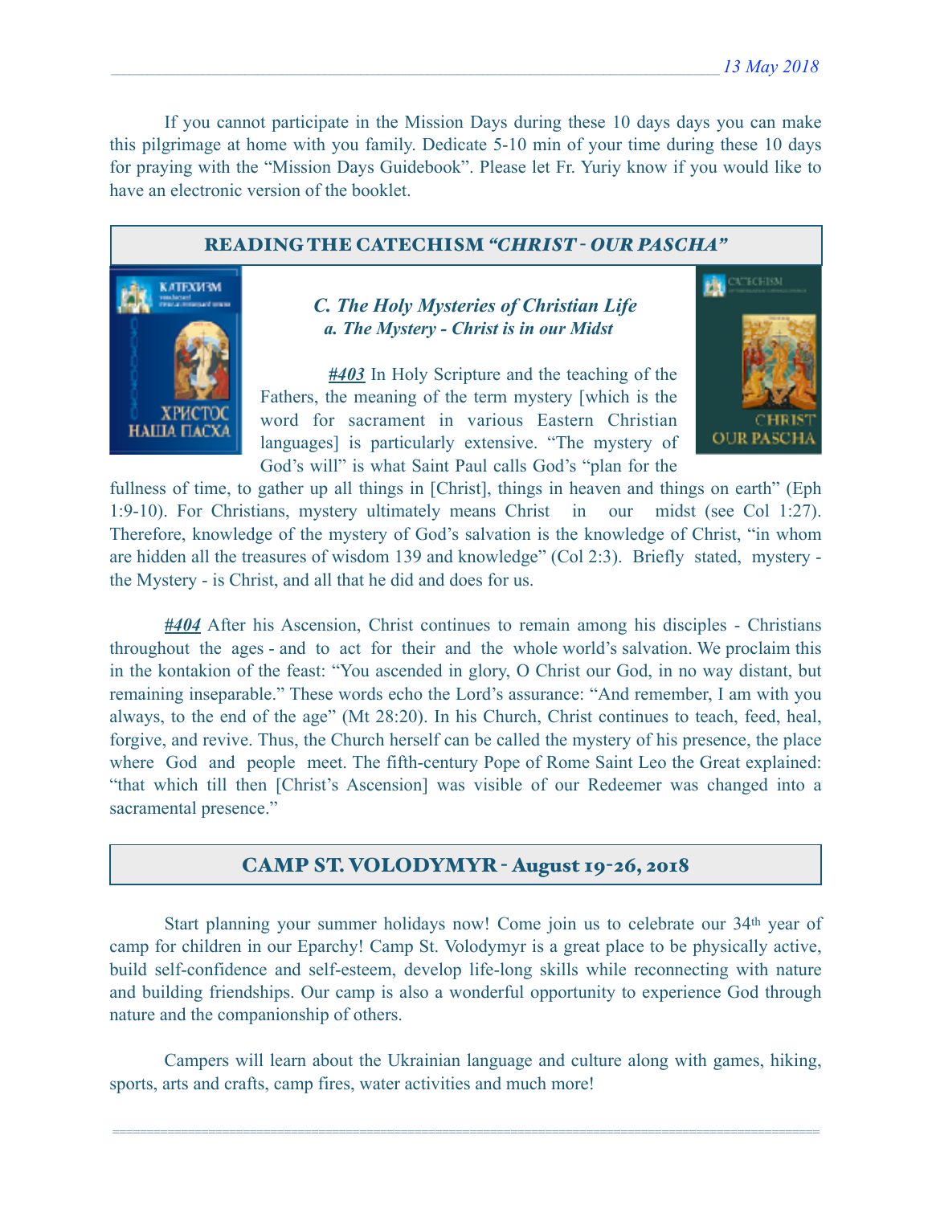If you cannot participate in the Mission Days during these 10 days days you can make this pilgrimage at home with you family. Dedicate 5-10 min of your time during these 10 days for praying with the "Mission Days Guidebook". Please let Fr. Yuriy know if you would like to have an electronic version of the booklet.

## READING THE CATECHISM *"CHRIST - OUR PASCHA"*

### *C. The Holy Mysteries of Christian Life*
#### *a. The Mystery - Christ is in our Midst*

***#403*** In Holy Scripture and the teaching of the Fathers, the meaning of the term mystery [which is the word for sacrament in various Eastern Christian languages] is particularly extensive. "The mystery of God's will" is what Saint Paul calls God's "plan for the fullness of time, to gather up all things in [Christ], things in heaven and things on earth" (Eph 1:9-10). For Christians, mystery ultimately means Christ in our midst (see Col 1:27). Therefore, knowledge of the mystery of God's salvation is the knowledge of Christ, "in whom are hidden all the treasures of wisdom 139 and knowledge" (Col 2:3). Briefly stated, mystery - the Mystery - is Christ, and all that he did and does for us.

***#404*** After his Ascension, Christ continues to remain among his disciples - Christians throughout the ages - and to act for their and the whole world's salvation. We proclaim this in the kontakion of the feast: "You ascended in glory, O Christ our God, in no way distant, but remaining inseparable." These words echo the Lord's assurance: "And remember, I am with you always, to the end of the age" (Mt 28:20). In his Church, Christ continues to teach, feed, heal, forgive, and revive. Thus, the Church herself can be called the mystery of his presence, the place where God and people meet. The fifth-century Pope of Rome Saint Leo the Great explained: "that which till then [Christ's Ascension] was visible of our Redeemer was changed into a sacramental presence."

## CAMP ST. VOLODYMYR - August 19-26, 2018

Start planning your summer holidays now! Come join us to celebrate our 34th year of camp for children in our Eparchy! Camp St. Volodymyr is a great place to be physically active, build self-confidence and self-esteem, develop life-long skills while reconnecting with nature and building friendships. Our camp is also a wonderful opportunity to experience God through nature and the companionship of others.

Campers will learn about the Ukrainian language and culture along with games, hiking, sports, arts and crafts, camp fires, water activities and much more!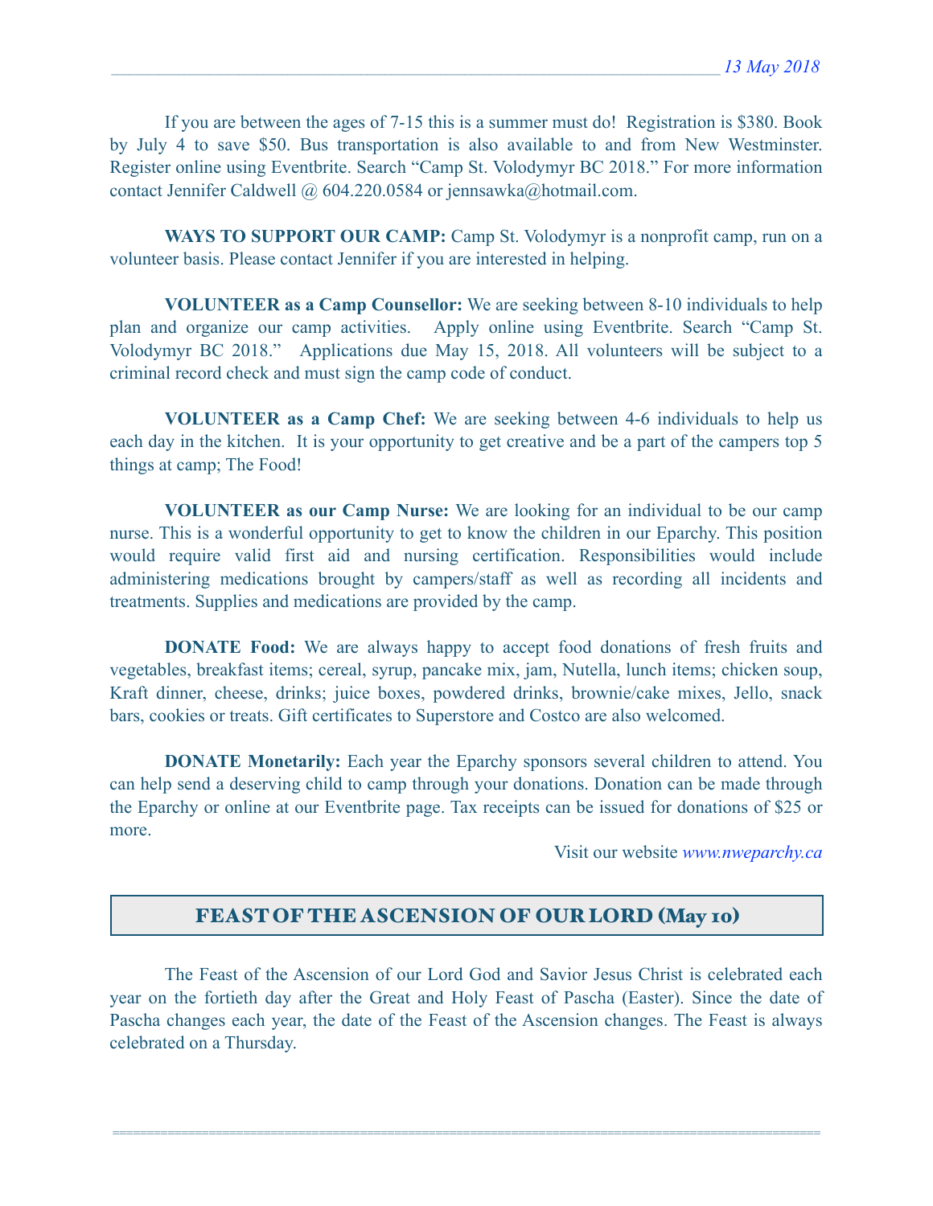If you are between the ages of 7-15 this is a summer must do! Registration is $380. Book by July 4 to save $50. Bus transportation is also available to and from New Westminster. Register online using Eventbrite. Search “Camp St. Volodymyr BC 2018.” For more information contact Jennifer Caldwell @ 604.220.0584 or jennsawka@hotmail.com.

**WAYS TO SUPPORT OUR CAMP:** Camp St. Volodymyr is a nonprofit camp, run on a volunteer basis. Please contact Jennifer if you are interested in helping.

**VOLUNTEER as a Camp Counsellor:** We are seeking between 8-10 individuals to help plan and organize our camp activities. Apply online using Eventbrite. Search “Camp St. Volodymyr BC 2018.” Applications due May 15, 2018. All volunteers will be subject to a criminal record check and must sign the camp code of conduct.

**VOLUNTEER as a Camp Chef:** We are seeking between 4-6 individuals to help us each day in the kitchen. It is your opportunity to get creative and be a part of the campers top 5 things at camp; The Food!

**VOLUNTEER as our Camp Nurse:** We are looking for an individual to be our camp nurse. This is a wonderful opportunity to get to know the children in our Eparchy. This position would require valid first aid and nursing certification. Responsibilities would include administering medications brought by campers/staff as well as recording all incidents and treatments. Supplies and medications are provided by the camp.

**DONATE Food:** We are always happy to accept food donations of fresh fruits and vegetables, breakfast items; cereal, syrup, pancake mix, jam, Nutella, lunch items; chicken soup, Kraft dinner, cheese, drinks; juice boxes, powdered drinks, brownie/cake mixes, Jello, snack bars, cookies or treats. Gift certificates to Superstore and Costco are also welcomed.

**DONATE Monetarily:** Each year the Eparchy sponsors several children to attend. You can help send a deserving child to camp through your donations. Donation can be made through the Eparchy or online at our Eventbrite page. Tax receipts can be issued for donations of $25 or more.

Visit our website *www.nweparchy.ca*

## FEAST OF THE ASCENSION OF OUR LORD (May 10)

The Feast of the Ascension of our Lord God and Savior Jesus Christ is celebrated each year on the fortieth day after the Great and Holy Feast of Pascha (Easter). Since the date of Pascha changes each year, the date of the Feast of the Ascension changes. The Feast is always celebrated on a Thursday.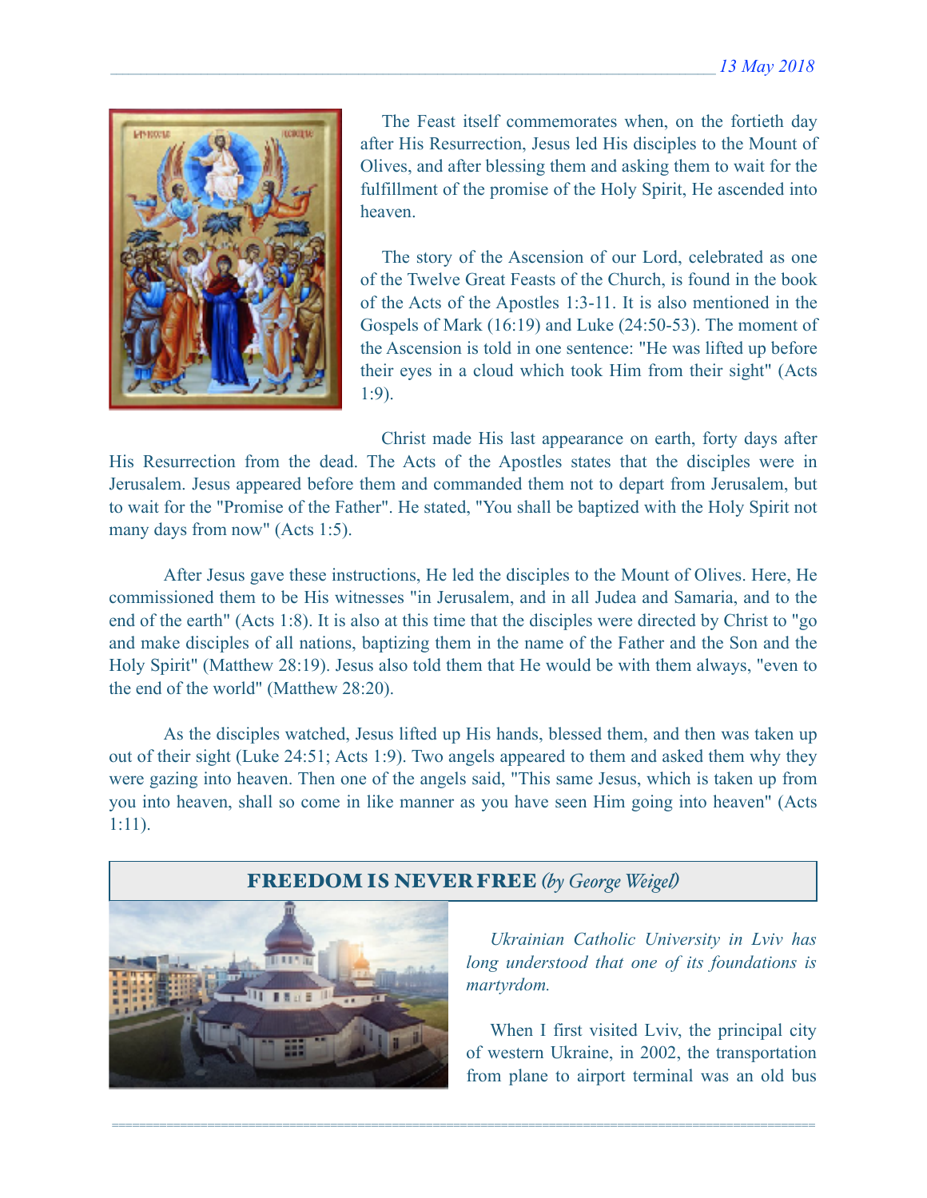The Feast itself commemorates when, on the fortieth day after His Resurrection, Jesus led His disciples to the Mount of Olives, and after blessing them and asking them to wait for the fulfillment of the promise of the Holy Spirit, He ascended into heaven.

The story of the Ascension of our Lord, celebrated as one of the Twelve Great Feasts of the Church, is found in the book of the Acts of the Apostles 1:3-11. It is also mentioned in the Gospels of Mark (16:19) and Luke (24:50-53). The moment of the Ascension is told in one sentence: "He was lifted up before their eyes in a cloud which took Him from their sight" (Acts 1:9).

Christ made His last appearance on earth, forty days after His Resurrection from the dead. The Acts of the Apostles states that the disciples were in Jerusalem. Jesus appeared before them and commanded them not to depart from Jerusalem, but to wait for the "Promise of the Father". He stated, "You shall be baptized with the Holy Spirit not many days from now" (Acts 1:5).

After Jesus gave these instructions, He led the disciples to the Mount of Olives. Here, He commissioned them to be His witnesses "in Jerusalem, and in all Judea and Samaria, and to the end of the earth" (Acts 1:8). It is also at this time that the disciples were directed by Christ to "go and make disciples of all nations, baptizing them in the name of the Father and the Son and the Holy Spirit" (Matthew 28:19). Jesus also told them that He would be with them always, "even to the end of the world" (Matthew 28:20).

As the disciples watched, Jesus lifted up His hands, blessed them, and then was taken up out of their sight (Luke 24:51; Acts 1:9). Two angels appeared to them and asked them why they were gazing into heaven. Then one of the angels said, "This same Jesus, which is taken up from you into heaven, shall so come in like manner as you have seen Him going into heaven" (Acts 1:11).

## FREEDOM IS NEVER FREE *(by George Weigel)*

*Ukrainian Catholic University in Lviv has long understood that one of its foundations is martyrdom.*

When I first visited Lviv, the principal city of western Ukraine, in 2002, the transportation from plane to airport terminal was an old bus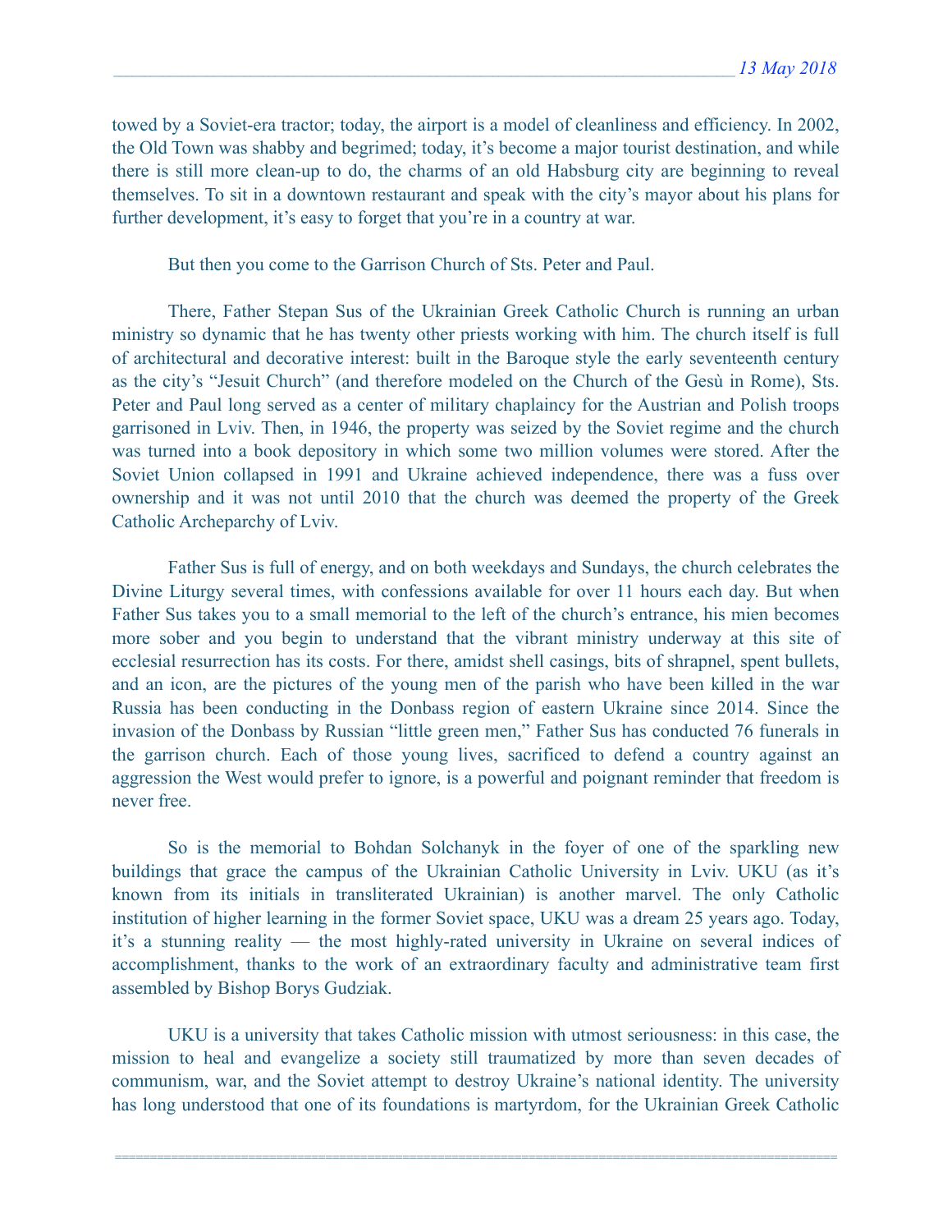towed by a Soviet-era tractor; today, the airport is a model of cleanliness and efficiency. In 2002, the Old Town was shabby and begrimed; today, it's become a major tourist destination, and while there is still more clean-up to do, the charms of an old Habsburg city are beginning to reveal themselves. To sit in a downtown restaurant and speak with the city's mayor about his plans for further development, it's easy to forget that you're in a country at war.

But then you come to the Garrison Church of Sts. Peter and Paul.

There, Father Stepan Sus of the Ukrainian Greek Catholic Church is running an urban ministry so dynamic that he has twenty other priests working with him. The church itself is full of architectural and decorative interest: built in the Baroque style the early seventeenth century as the city's "Jesuit Church" (and therefore modeled on the Church of the Gesù in Rome), Sts. Peter and Paul long served as a center of military chaplaincy for the Austrian and Polish troops garrisoned in Lviv. Then, in 1946, the property was seized by the Soviet regime and the church was turned into a book depository in which some two million volumes were stored. After the Soviet Union collapsed in 1991 and Ukraine achieved independence, there was a fuss over ownership and it was not until 2010 that the church was deemed the property of the Greek Catholic Archeparchy of Lviv.

Father Sus is full of energy, and on both weekdays and Sundays, the church celebrates the Divine Liturgy several times, with confessions available for over 11 hours each day. But when Father Sus takes you to a small memorial to the left of the church's entrance, his mien becomes more sober and you begin to understand that the vibrant ministry underway at this site of ecclesial resurrection has its costs. For there, amidst shell casings, bits of shrapnel, spent bullets, and an icon, are the pictures of the young men of the parish who have been killed in the war Russia has been conducting in the Donbass region of eastern Ukraine since 2014. Since the invasion of the Donbass by Russian "little green men," Father Sus has conducted 76 funerals in the garrison church. Each of those young lives, sacrificed to defend a country against an aggression the West would prefer to ignore, is a powerful and poignant reminder that freedom is never free.

So is the memorial to Bohdan Solchanyk in the foyer of one of the sparkling new buildings that grace the campus of the Ukrainian Catholic University in Lviv. UKU (as it's known from its initials in transliterated Ukrainian) is another marvel. The only Catholic institution of higher learning in the former Soviet space, UKU was a dream 25 years ago. Today, it's a stunning reality — the most highly-rated university in Ukraine on several indices of accomplishment, thanks to the work of an extraordinary faculty and administrative team first assembled by Bishop Borys Gudziak.

UKU is a university that takes Catholic mission with utmost seriousness: in this case, the mission to heal and evangelize a society still traumatized by more than seven decades of communism, war, and the Soviet attempt to destroy Ukraine's national identity. The university has long understood that one of its foundations is martyrdom, for the Ukrainian Greek Catholic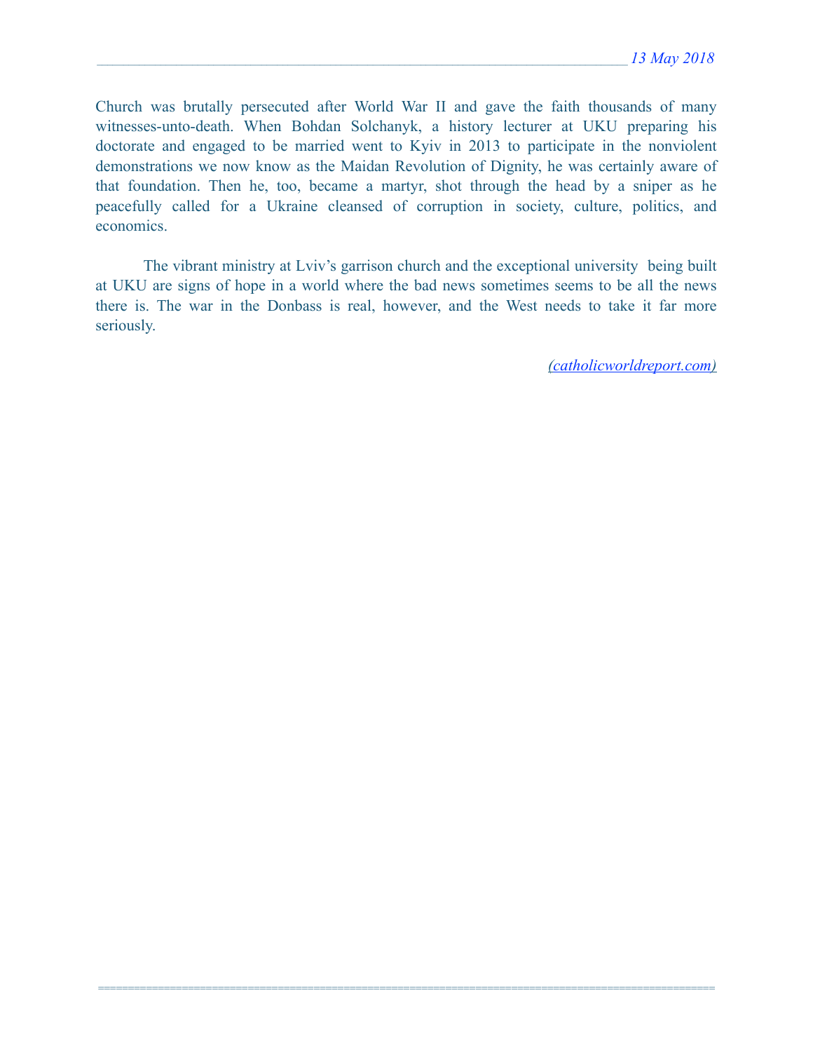Church was brutally persecuted after World War II and gave the faith thousands of many witnesses-unto-death. When Bohdan Solchanyk, a history lecturer at UKU preparing his doctorate and engaged to be married went to Kyiv in 2013 to participate in the nonviolent demonstrations we now know as the Maidan Revolution of Dignity, he was certainly aware of that foundation. Then he, too, became a martyr, shot through the head by a sniper as he peacefully called for a Ukraine cleansed of corruption in society, culture, politics, and economics.

The vibrant ministry at Lviv's garrison church and the exceptional university being built at UKU are signs of hope in a world where the bad news sometimes seems to be all the news there is. The war in the Donbass is real, however, and the West needs to take it far more seriously.

*(catholicworldreport.com)*